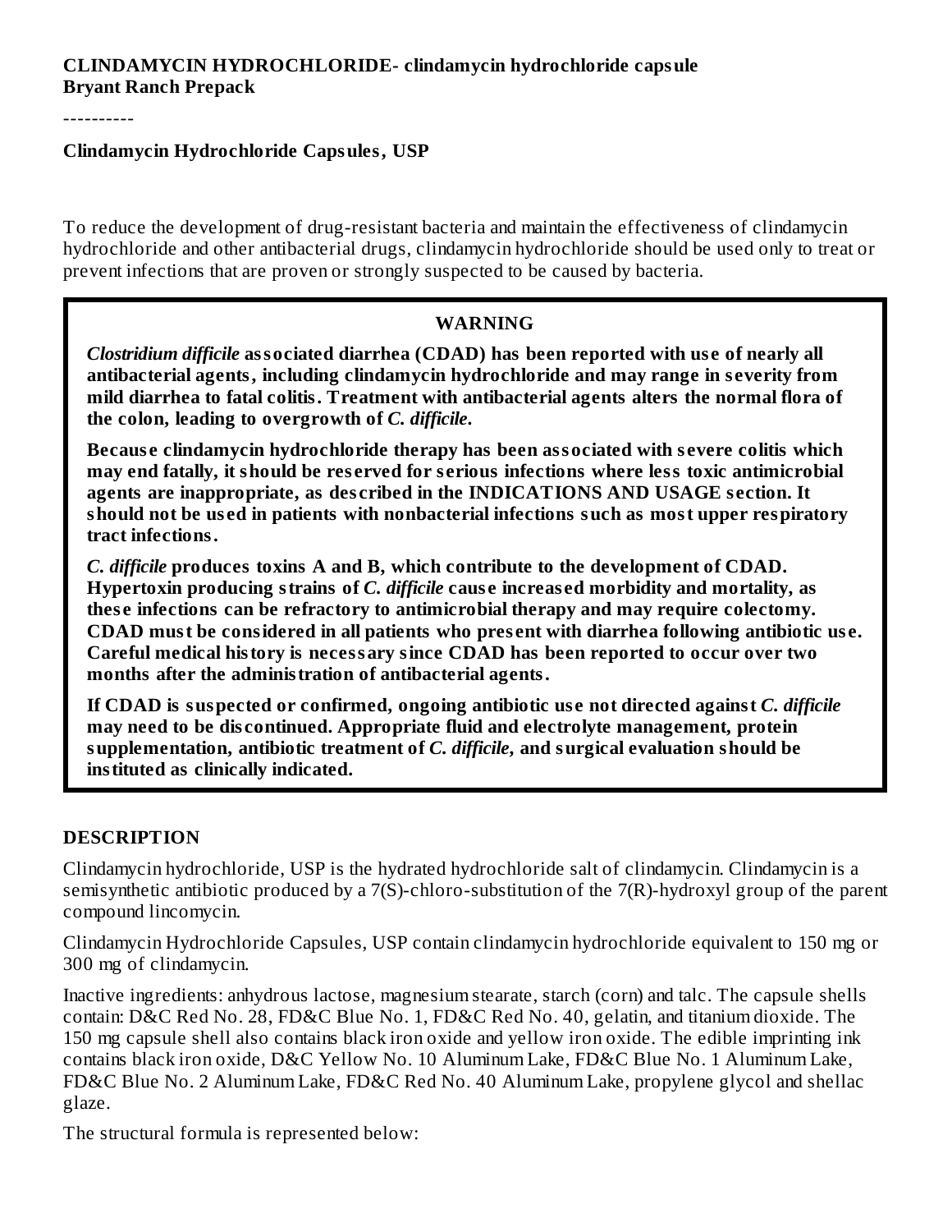**CLINDAMYCIN HYDROCHLORIDE- clindamycin hydrochloride capsule**
**Bryant Ranch Prepack**

----------

**Clindamycin Hydrochloride Capsules, USP**

To reduce the development of drug-resistant bacteria and maintain the effectiveness of clindamycin hydrochloride and other antibacterial drugs, clindamycin hydrochloride should be used only to treat or prevent infections that are proven or strongly suspected to be caused by bacteria.

**WARNING**

***Clostridium difficile* associated diarrhea (CDAD) has been reported with use of nearly all antibacterial agents, including clindamycin hydrochloride and may range in severity from mild diarrhea to fatal colitis. Treatment with antibacterial agents alters the normal flora of the colon, leading to overgrowth of *C. difficile*.**

**Because clindamycin hydrochloride therapy has been associated with severe colitis which may end fatally, it should be reserved for serious infections where less toxic antimicrobial agents are inappropriate, as described in the INDICATIONS AND USAGE section. It should not be used in patients with nonbacterial infections such as most upper respiratory tract infections.**

***C. difficile* produces toxins A and B, which contribute to the development of CDAD. Hypertoxin producing strains of *C. difficile* cause increased morbidity and mortality, as these infections can be refractory to antimicrobial therapy and may require colectomy. CDAD must be considered in all patients who present with diarrhea following antibiotic use. Careful medical history is necessary since CDAD has been reported to occur over two months after the administration of antibacterial agents.**

**If CDAD is suspected or confirmed, ongoing antibiotic use not directed against *C. difficile* may need to be discontinued. Appropriate fluid and electrolyte management, protein supplementation, antibiotic treatment of *C. difficile*, and surgical evaluation should be instituted as clinically indicated.**

## DESCRIPTION

Clindamycin hydrochloride, USP is the hydrated hydrochloride salt of clindamycin. Clindamycin is a semisynthetic antibiotic produced by a 7(S)-chloro-substitution of the 7(R)-hydroxyl group of the parent compound lincomycin.

Clindamycin Hydrochloride Capsules, USP contain clindamycin hydrochloride equivalent to 150 mg or 300 mg of clindamycin.

Inactive ingredients: anhydrous lactose, magnesium stearate, starch (corn) and talc. The capsule shells contain: D&C Red No. 28, FD&C Blue No. 1, FD&C Red No. 40, gelatin, and titanium dioxide. The 150 mg capsule shell also contains black iron oxide and yellow iron oxide. The edible imprinting ink contains black iron oxide, D&C Yellow No. 10 Aluminum Lake, FD&C Blue No. 1 Aluminum Lake, FD&C Blue No. 2 Aluminum Lake, FD&C Red No. 40 Aluminum Lake, propylene glycol and shellac glaze.

The structural formula is represented below: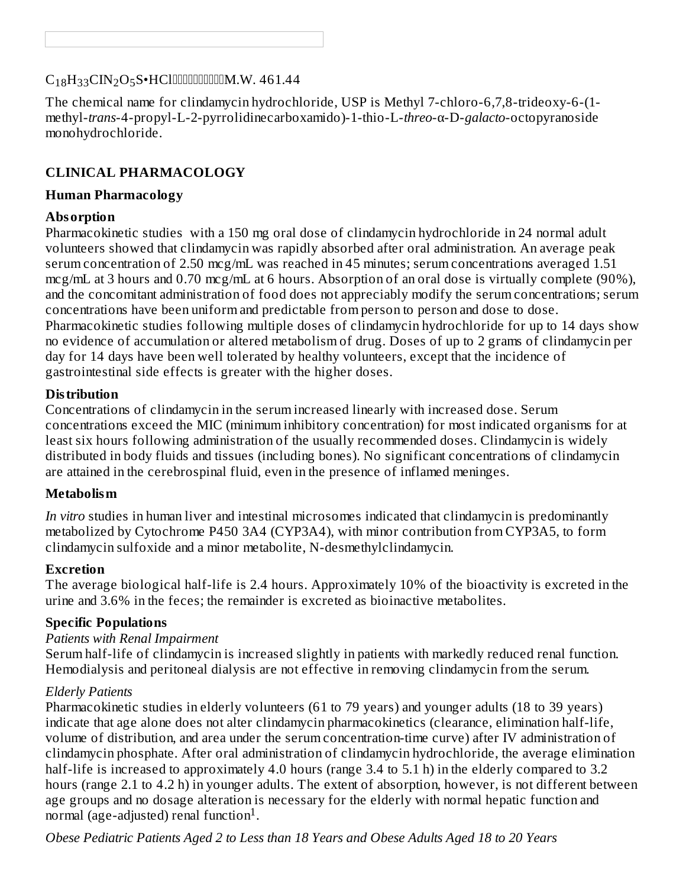$C_{18}H_{33}ClN_2O_5S \cdot HCl$ M.W. 461.44

The chemical name for clindamycin hydrochloride, USP is Methyl 7-chloro-6,7,8-trideoxy-6-(1-methyl-*trans*-4-propyl-L-2-pyrrolidinecarboxamido)-1-thio-L-*threo*-α-D-*galacto*-octopyranoside monohydrochloride.

## CLINICAL PHARMACOLOGY

### Human Pharmacology

**Absorption**

Pharmacokinetic studies with a 150 mg oral dose of clindamycin hydrochloride in 24 normal adult volunteers showed that clindamycin was rapidly absorbed after oral administration. An average peak serum concentration of 2.50 mcg/mL was reached in 45 minutes; serum concentrations averaged 1.51 mcg/mL at 3 hours and 0.70 mcg/mL at 6 hours. Absorption of an oral dose is virtually complete (90%), and the concomitant administration of food does not appreciably modify the serum concentrations; serum concentrations have been uniform and predictable from person to person and dose to dose. Pharmacokinetic studies following multiple doses of clindamycin hydrochloride for up to 14 days show no evidence of accumulation or altered metabolism of drug. Doses of up to 2 grams of clindamycin per day for 14 days have been well tolerated by healthy volunteers, except that the incidence of gastrointestinal side effects is greater with the higher doses.

**Distribution**

Concentrations of clindamycin in the serum increased linearly with increased dose. Serum concentrations exceed the MIC (minimum inhibitory concentration) for most indicated organisms for at least six hours following administration of the usually recommended doses. Clindamycin is widely distributed in body fluids and tissues (including bones). No significant concentrations of clindamycin are attained in the cerebrospinal fluid, even in the presence of inflamed meninges.

**Metabolism**

*In vitro* studies in human liver and intestinal microsomes indicated that clindamycin is predominantly metabolized by Cytochrome P450 3A4 (CYP3A4), with minor contribution from CYP3A5, to form clindamycin sulfoxide and a minor metabolite, N-desmethylclindamycin.

**Excretion**

The average biological half-life is 2.4 hours. Approximately 10% of the bioactivity is excreted in the urine and 3.6% in the feces; the remainder is excreted as bioinactive metabolites.

**Specific Populations**

*Patients with Renal Impairment*

Serum half-life of clindamycin is increased slightly in patients with markedly reduced renal function. Hemodialysis and peritoneal dialysis are not effective in removing clindamycin from the serum.

*Elderly Patients*

Pharmacokinetic studies in elderly volunteers (61 to 79 years) and younger adults (18 to 39 years) indicate that age alone does not alter clindamycin pharmacokinetics (clearance, elimination half-life, volume of distribution, and area under the serum concentration-time curve) after IV administration of clindamycin phosphate. After oral administration of clindamycin hydrochloride, the average elimination half-life is increased to approximately 4.0 hours (range 3.4 to 5.1 h) in the elderly compared to 3.2 hours (range 2.1 to 4.2 h) in younger adults. The extent of absorption, however, is not different between age groups and no dosage alteration is necessary for the elderly with normal hepatic function and normal (age-adjusted) renal function[1].

*Obese Pediatric Patients Aged 2 to Less than 18 Years and Obese Adults Aged 18 to 20 Years*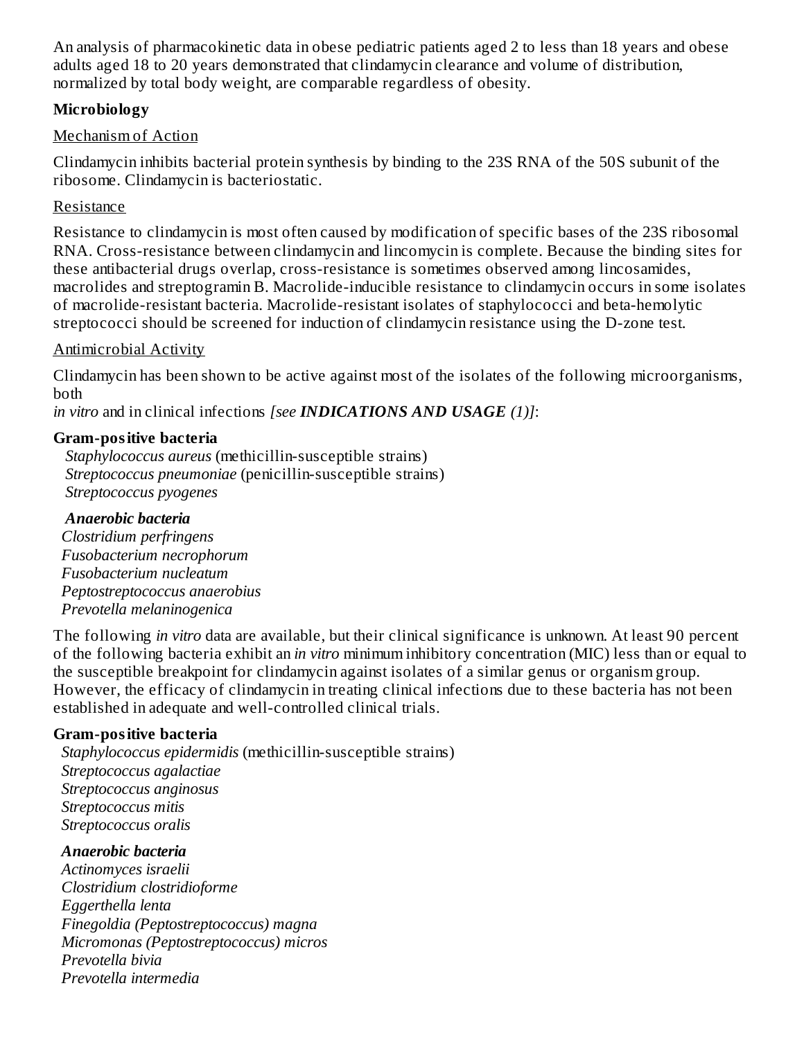An analysis of pharmacokinetic data in obese pediatric patients aged 2 to less than 18 years and obese adults aged 18 to 20 years demonstrated that clindamycin clearance and volume of distribution, normalized by total body weight, are comparable regardless of obesity.

**Microbiology**

Mechanism of Action

Clindamycin inhibits bacterial protein synthesis by binding to the 23S RNA of the 50S subunit of the ribosome. Clindamycin is bacteriostatic.

Resistance

Resistance to clindamycin is most often caused by modification of specific bases of the 23S ribosomal RNA. Cross-resistance between clindamycin and lincomycin is complete. Because the binding sites for these antibacterial drugs overlap, cross-resistance is sometimes observed among lincosamides, macrolides and streptogramin B. Macrolide-inducible resistance to clindamycin occurs in some isolates of macrolide-resistant bacteria. Macrolide-resistant isolates of staphylococci and beta-hemolytic streptococci should be screened for induction of clindamycin resistance using the D-zone test.

Antimicrobial Activity

Clindamycin has been shown to be active against most of the isolates of the following microorganisms, both *in vitro* and in clinical infections *[see **INDICATIONS AND USAGE** (1)]*:

**Gram-positive bacteria**

*Staphylococcus aureus* (methicillin-susceptible strains)
*Streptococcus pneumoniae* (penicillin-susceptible strains)
*Streptococcus pyogenes*

***Anaerobic bacteria***

*Clostridium perfringens*
*Fusobacterium necrophorum*
*Fusobacterium nucleatum*
*Peptostreptococcus anaerobius*
*Prevotella melaninogenica*

The following *in vitro* data are available, but their clinical significance is unknown. At least 90 percent of the following bacteria exhibit an *in vitro* minimum inhibitory concentration (MIC) less than or equal to the susceptible breakpoint for clindamycin against isolates of a similar genus or organism group. However, the efficacy of clindamycin in treating clinical infections due to these bacteria has not been established in adequate and well-controlled clinical trials.

**Gram-positive bacteria**

*Staphylococcus epidermidis* (methicillin-susceptible strains)
*Streptococcus agalactiae*
*Streptococcus anginosus*
*Streptococcus mitis*
*Streptococcus oralis*

***Anaerobic bacteria***

*Actinomyces israelii*
*Clostridium clostridioforme*
*Eggerthella lenta*
*Finegoldia (Peptostreptococcus) magna*
*Micromonas (Peptostreptococcus) micros*
*Prevotella bivia*
*Prevotella intermedia*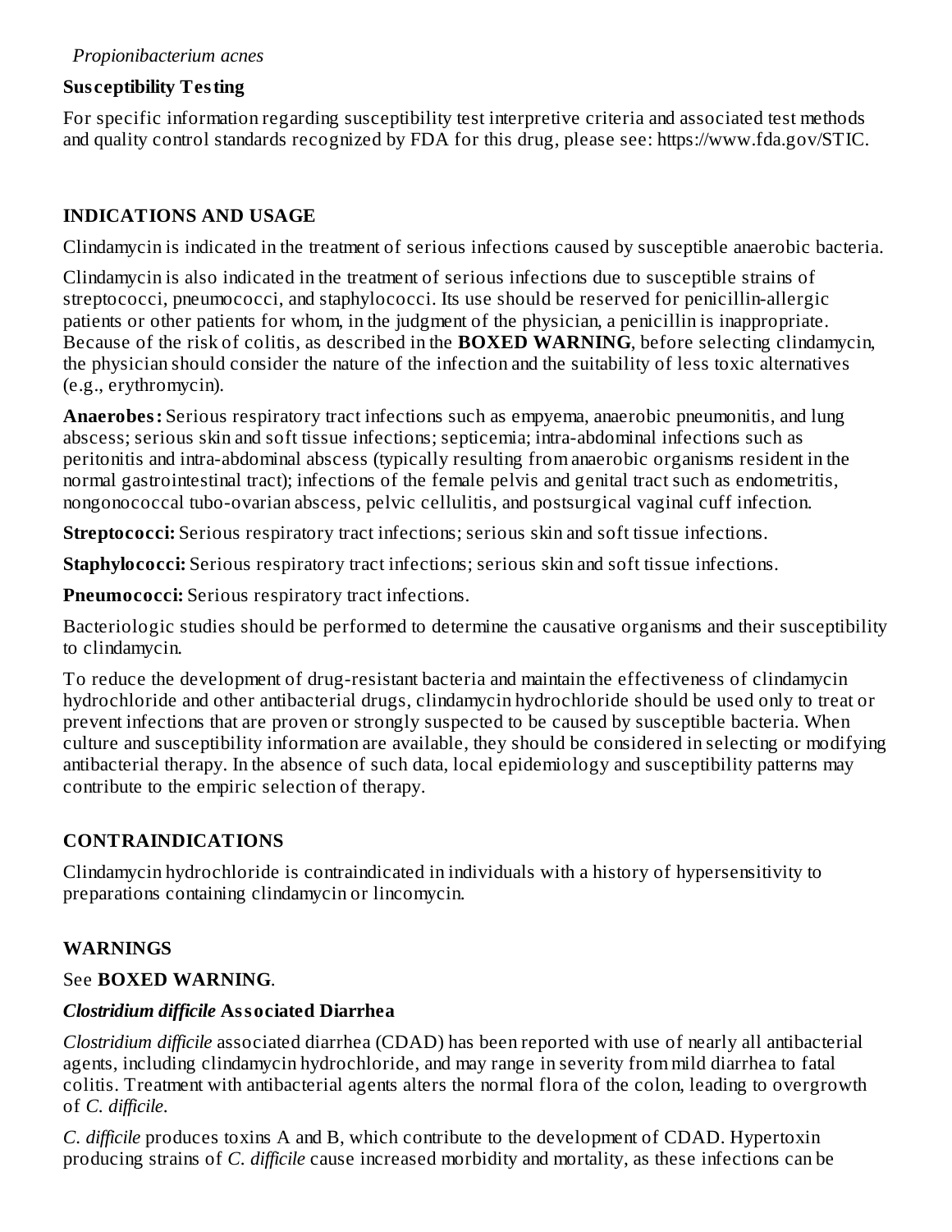*Propionibacterium acnes*

**Susceptibility Testing**

For specific information regarding susceptibility test interpretive criteria and associated test methods and quality control standards recognized by FDA for this drug, please see: https://www.fda.gov/STIC.

## INDICATIONS AND USAGE

Clindamycin is indicated in the treatment of serious infections caused by susceptible anaerobic bacteria.

Clindamycin is also indicated in the treatment of serious infections due to susceptible strains of streptococci, pneumococci, and staphylococci. Its use should be reserved for penicillin-allergic patients or other patients for whom, in the judgment of the physician, a penicillin is inappropriate. Because of the risk of colitis, as described in the **BOXED WARNING**, before selecting clindamycin, the physician should consider the nature of the infection and the suitability of less toxic alternatives (e.g., erythromycin).

**Anaerobes:** Serious respiratory tract infections such as empyema, anaerobic pneumonitis, and lung abscess; serious skin and soft tissue infections; septicemia; intra-abdominal infections such as peritonitis and intra-abdominal abscess (typically resulting from anaerobic organisms resident in the normal gastrointestinal tract); infections of the female pelvis and genital tract such as endometritis, nongonococcal tubo-ovarian abscess, pelvic cellulitis, and postsurgical vaginal cuff infection.

**Streptococci:** Serious respiratory tract infections; serious skin and soft tissue infections.

**Staphylococci:** Serious respiratory tract infections; serious skin and soft tissue infections.

**Pneumococci:** Serious respiratory tract infections.

Bacteriologic studies should be performed to determine the causative organisms and their susceptibility to clindamycin.

To reduce the development of drug-resistant bacteria and maintain the effectiveness of clindamycin hydrochloride and other antibacterial drugs, clindamycin hydrochloride should be used only to treat or prevent infections that are proven or strongly suspected to be caused by susceptible bacteria. When culture and susceptibility information are available, they should be considered in selecting or modifying antibacterial therapy. In the absence of such data, local epidemiology and susceptibility patterns may contribute to the empiric selection of therapy.

## CONTRAINDICATIONS

Clindamycin hydrochloride is contraindicated in individuals with a history of hypersensitivity to preparations containing clindamycin or lincomycin.

## WARNINGS

See **BOXED WARNING**.

### *Clostridium difficile* Associated Diarrhea

*Clostridium difficile* associated diarrhea (CDAD) has been reported with use of nearly all antibacterial agents, including clindamycin hydrochloride, and may range in severity from mild diarrhea to fatal colitis. Treatment with antibacterial agents alters the normal flora of the colon, leading to overgrowth of *C. difficile*.

*C. difficile* produces toxins A and B, which contribute to the development of CDAD. Hypertoxin producing strains of *C. difficile* cause increased morbidity and mortality, as these infections can be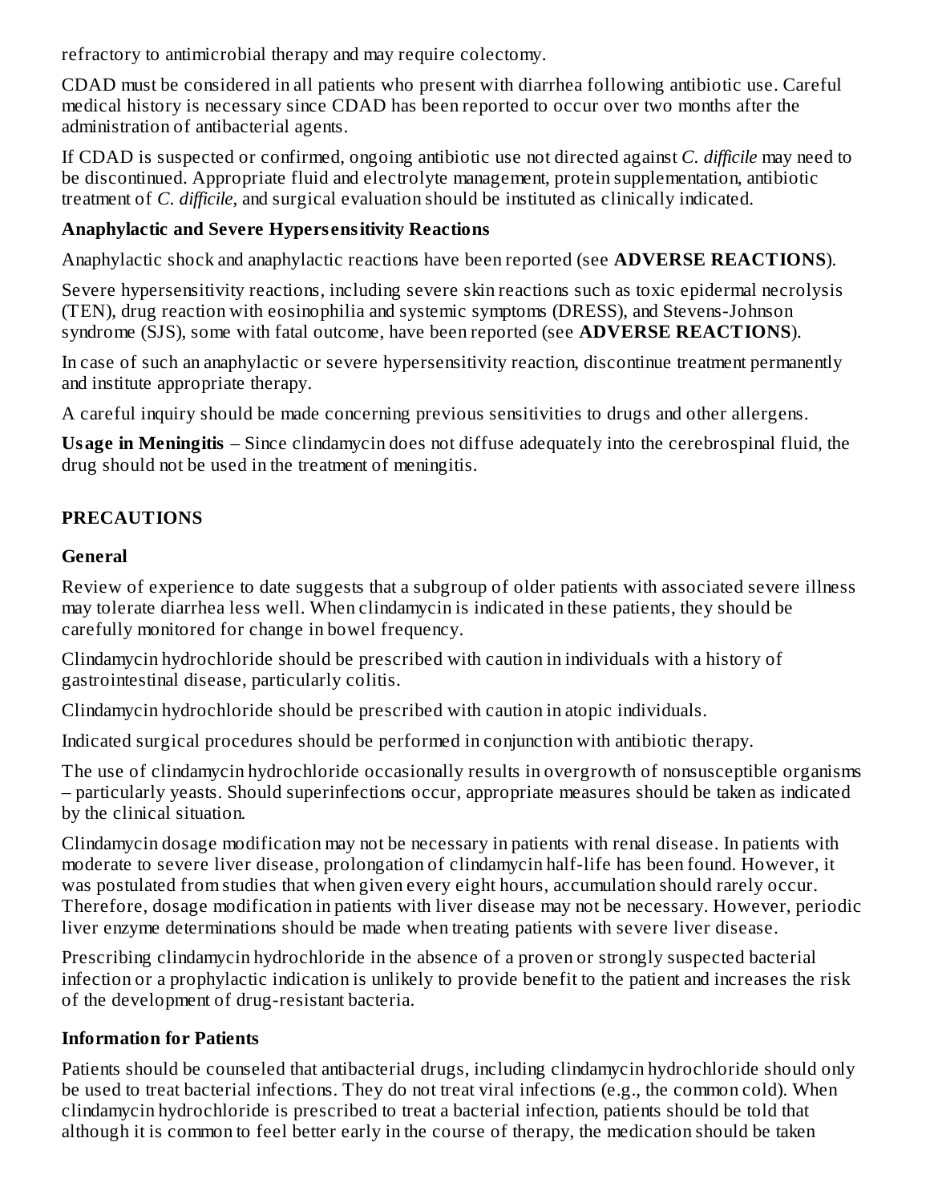refractory to antimicrobial therapy and may require colectomy.

CDAD must be considered in all patients who present with diarrhea following antibiotic use. Careful medical history is necessary since CDAD has been reported to occur over two months after the administration of antibacterial agents.

If CDAD is suspected or confirmed, ongoing antibiotic use not directed against *C. difficile* may need to be discontinued. Appropriate fluid and electrolyte management, protein supplementation, antibiotic treatment of *C. difficile*, and surgical evaluation should be instituted as clinically indicated.

**Anaphylactic and Severe Hypersensitivity Reactions**

Anaphylactic shock and anaphylactic reactions have been reported (see **ADVERSE REACTIONS**).

Severe hypersensitivity reactions, including severe skin reactions such as toxic epidermal necrolysis (TEN), drug reaction with eosinophilia and systemic symptoms (DRESS), and Stevens-Johnson syndrome (SJS), some with fatal outcome, have been reported (see **ADVERSE REACTIONS**).

In case of such an anaphylactic or severe hypersensitivity reaction, discontinue treatment permanently and institute appropriate therapy.

A careful inquiry should be made concerning previous sensitivities to drugs and other allergens.

**Usage in Meningitis** – Since clindamycin does not diffuse adequately into the cerebrospinal fluid, the drug should not be used in the treatment of meningitis.

## PRECAUTIONS

### General

Review of experience to date suggests that a subgroup of older patients with associated severe illness may tolerate diarrhea less well. When clindamycin is indicated in these patients, they should be carefully monitored for change in bowel frequency.

Clindamycin hydrochloride should be prescribed with caution in individuals with a history of gastrointestinal disease, particularly colitis.

Clindamycin hydrochloride should be prescribed with caution in atopic individuals.

Indicated surgical procedures should be performed in conjunction with antibiotic therapy.

The use of clindamycin hydrochloride occasionally results in overgrowth of nonsusceptible organisms – particularly yeasts. Should superinfections occur, appropriate measures should be taken as indicated by the clinical situation.

Clindamycin dosage modification may not be necessary in patients with renal disease. In patients with moderate to severe liver disease, prolongation of clindamycin half-life has been found. However, it was postulated from studies that when given every eight hours, accumulation should rarely occur. Therefore, dosage modification in patients with liver disease may not be necessary. However, periodic liver enzyme determinations should be made when treating patients with severe liver disease.

Prescribing clindamycin hydrochloride in the absence of a proven or strongly suspected bacterial infection or a prophylactic indication is unlikely to provide benefit to the patient and increases the risk of the development of drug-resistant bacteria.

### Information for Patients

Patients should be counseled that antibacterial drugs, including clindamycin hydrochloride should only be used to treat bacterial infections. They do not treat viral infections (e.g., the common cold). When clindamycin hydrochloride is prescribed to treat a bacterial infection, patients should be told that although it is common to feel better early in the course of therapy, the medication should be taken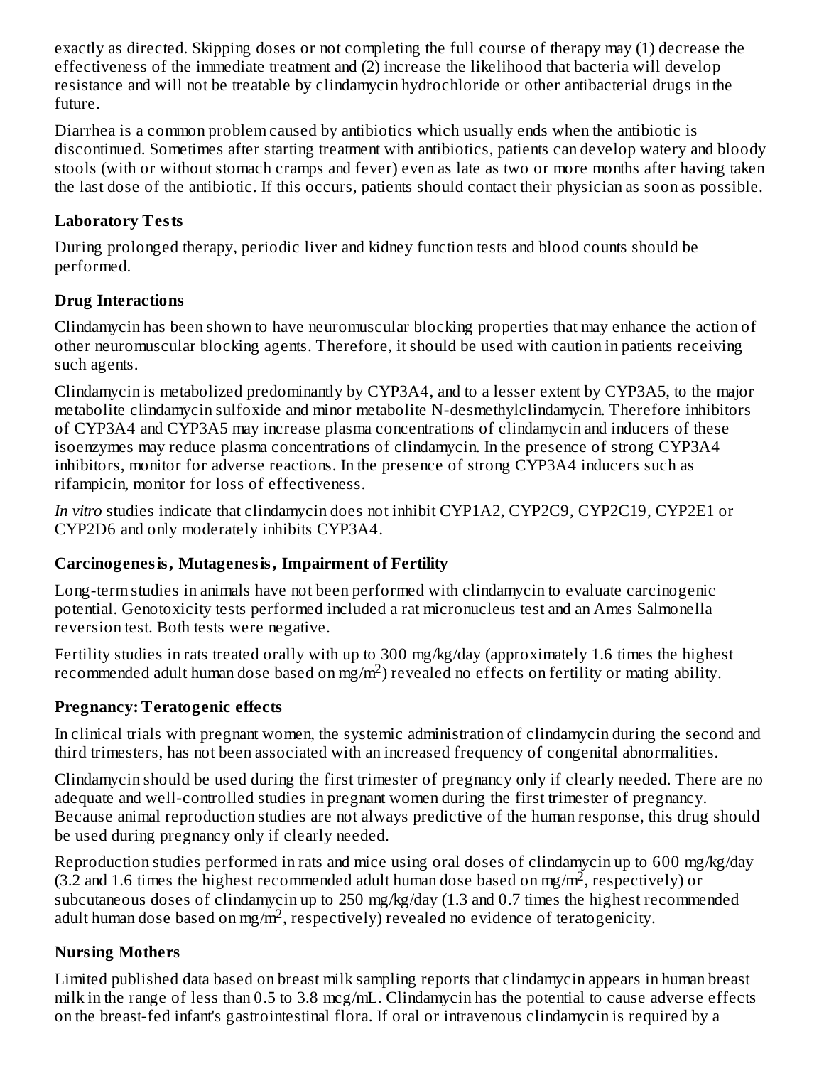exactly as directed. Skipping doses or not completing the full course of therapy may (1) decrease the effectiveness of the immediate treatment and (2) increase the likelihood that bacteria will develop resistance and will not be treatable by clindamycin hydrochloride or other antibacterial drugs in the future.

Diarrhea is a common problem caused by antibiotics which usually ends when the antibiotic is discontinued. Sometimes after starting treatment with antibiotics, patients can develop watery and bloody stools (with or without stomach cramps and fever) even as late as two or more months after having taken the last dose of the antibiotic. If this occurs, patients should contact their physician as soon as possible.

**Laboratory Tests**

During prolonged therapy, periodic liver and kidney function tests and blood counts should be performed.

**Drug Interactions**

Clindamycin has been shown to have neuromuscular blocking properties that may enhance the action of other neuromuscular blocking agents. Therefore, it should be used with caution in patients receiving such agents.

Clindamycin is metabolized predominantly by CYP3A4, and to a lesser extent by CYP3A5, to the major metabolite clindamycin sulfoxide and minor metabolite N-desmethylclindamycin. Therefore inhibitors of CYP3A4 and CYP3A5 may increase plasma concentrations of clindamycin and inducers of these isoenzymes may reduce plasma concentrations of clindamycin. In the presence of strong CYP3A4 inhibitors, monitor for adverse reactions. In the presence of strong CYP3A4 inducers such as rifampicin, monitor for loss of effectiveness.

*In vitro* studies indicate that clindamycin does not inhibit CYP1A2, CYP2C9, CYP2C19, CYP2E1 or CYP2D6 and only moderately inhibits CYP3A4.

**Carcinogenesis, Mutagenesis, Impairment of Fertility**

Long-term studies in animals have not been performed with clindamycin to evaluate carcinogenic potential. Genotoxicity tests performed included a rat micronucleus test and an Ames Salmonella reversion test. Both tests were negative.

Fertility studies in rats treated orally with up to 300 mg/kg/day (approximately 1.6 times the highest recommended adult human dose based on mg/m$^2$) revealed no effects on fertility or mating ability.

**Pregnancy: Teratogenic effects**

In clinical trials with pregnant women, the systemic administration of clindamycin during the second and third trimesters, has not been associated with an increased frequency of congenital abnormalities.

Clindamycin should be used during the first trimester of pregnancy only if clearly needed. There are no adequate and well-controlled studies in pregnant women during the first trimester of pregnancy. Because animal reproduction studies are not always predictive of the human response, this drug should be used during pregnancy only if clearly needed.

Reproduction studies performed in rats and mice using oral doses of clindamycin up to 600 mg/kg/day (3.2 and 1.6 times the highest recommended adult human dose based on mg/m$^2$, respectively) or subcutaneous doses of clindamycin up to 250 mg/kg/day (1.3 and 0.7 times the highest recommended adult human dose based on mg/m$^2$, respectively) revealed no evidence of teratogenicity.

**Nursing Mothers**

Limited published data based on breast milk sampling reports that clindamycin appears in human breast milk in the range of less than 0.5 to 3.8 mcg/mL. Clindamycin has the potential to cause adverse effects on the breast-fed infant's gastrointestinal flora. If oral or intravenous clindamycin is required by a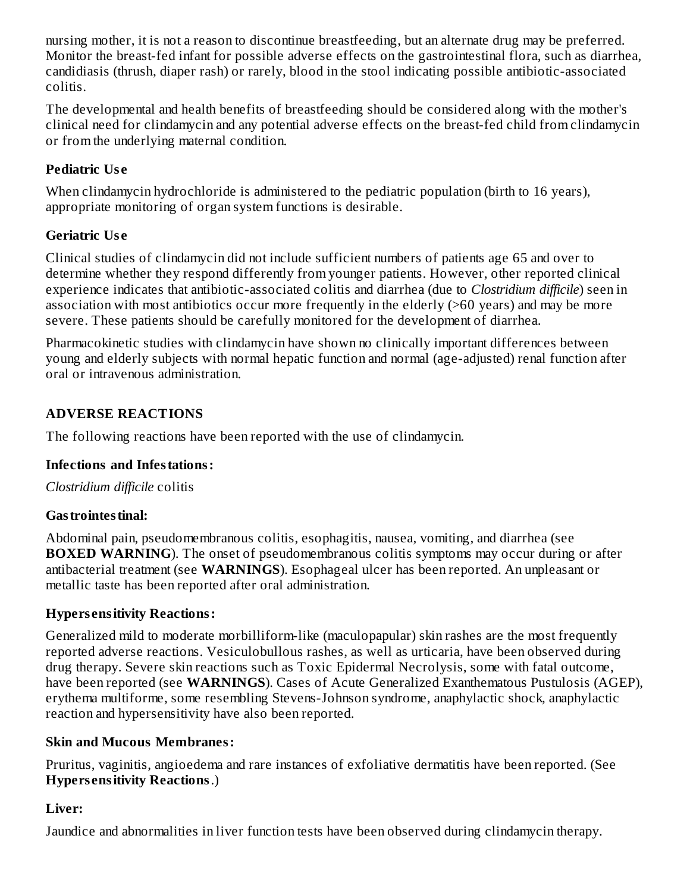nursing mother, it is not a reason to discontinue breastfeeding, but an alternate drug may be preferred. Monitor the breast-fed infant for possible adverse effects on the gastrointestinal flora, such as diarrhea, candidiasis (thrush, diaper rash) or rarely, blood in the stool indicating possible antibiotic-associated colitis.

The developmental and health benefits of breastfeeding should be considered along with the mother's clinical need for clindamycin and any potential adverse effects on the breast-fed child from clindamycin or from the underlying maternal condition.

### Pediatric Use

When clindamycin hydrochloride is administered to the pediatric population (birth to 16 years), appropriate monitoring of organ system functions is desirable.

### Geriatric Use

Clinical studies of clindamycin did not include sufficient numbers of patients age 65 and over to determine whether they respond differently from younger patients. However, other reported clinical experience indicates that antibiotic-associated colitis and diarrhea (due to *Clostridium difficile*) seen in association with most antibiotics occur more frequently in the elderly (>60 years) and may be more severe. These patients should be carefully monitored for the development of diarrhea.

Pharmacokinetic studies with clindamycin have shown no clinically important differences between young and elderly subjects with normal hepatic function and normal (age-adjusted) renal function after oral or intravenous administration.

## ADVERSE REACTIONS

The following reactions have been reported with the use of clindamycin.

### Infections and Infestations:

*Clostridium difficile* colitis

### Gastrointestinal:

Abdominal pain, pseudomembranous colitis, esophagitis, nausea, vomiting, and diarrhea (see **BOXED WARNING**). The onset of pseudomembranous colitis symptoms may occur during or after antibacterial treatment (see **WARNINGS**). Esophageal ulcer has been reported. An unpleasant or metallic taste has been reported after oral administration.

### Hypersensitivity Reactions:

Generalized mild to moderate morbilliform-like (maculopapular) skin rashes are the most frequently reported adverse reactions. Vesiculobullous rashes, as well as urticaria, have been observed during drug therapy. Severe skin reactions such as Toxic Epidermal Necrolysis, some with fatal outcome, have been reported (see **WARNINGS**). Cases of Acute Generalized Exanthematous Pustulosis (AGEP), erythema multiforme, some resembling Stevens-Johnson syndrome, anaphylactic shock, anaphylactic reaction and hypersensitivity have also been reported.

### Skin and Mucous Membranes:

Pruritus, vaginitis, angioedema and rare instances of exfoliative dermatitis have been reported. (See **Hypersensitivity Reactions**.)

### Liver:

Jaundice and abnormalities in liver function tests have been observed during clindamycin therapy.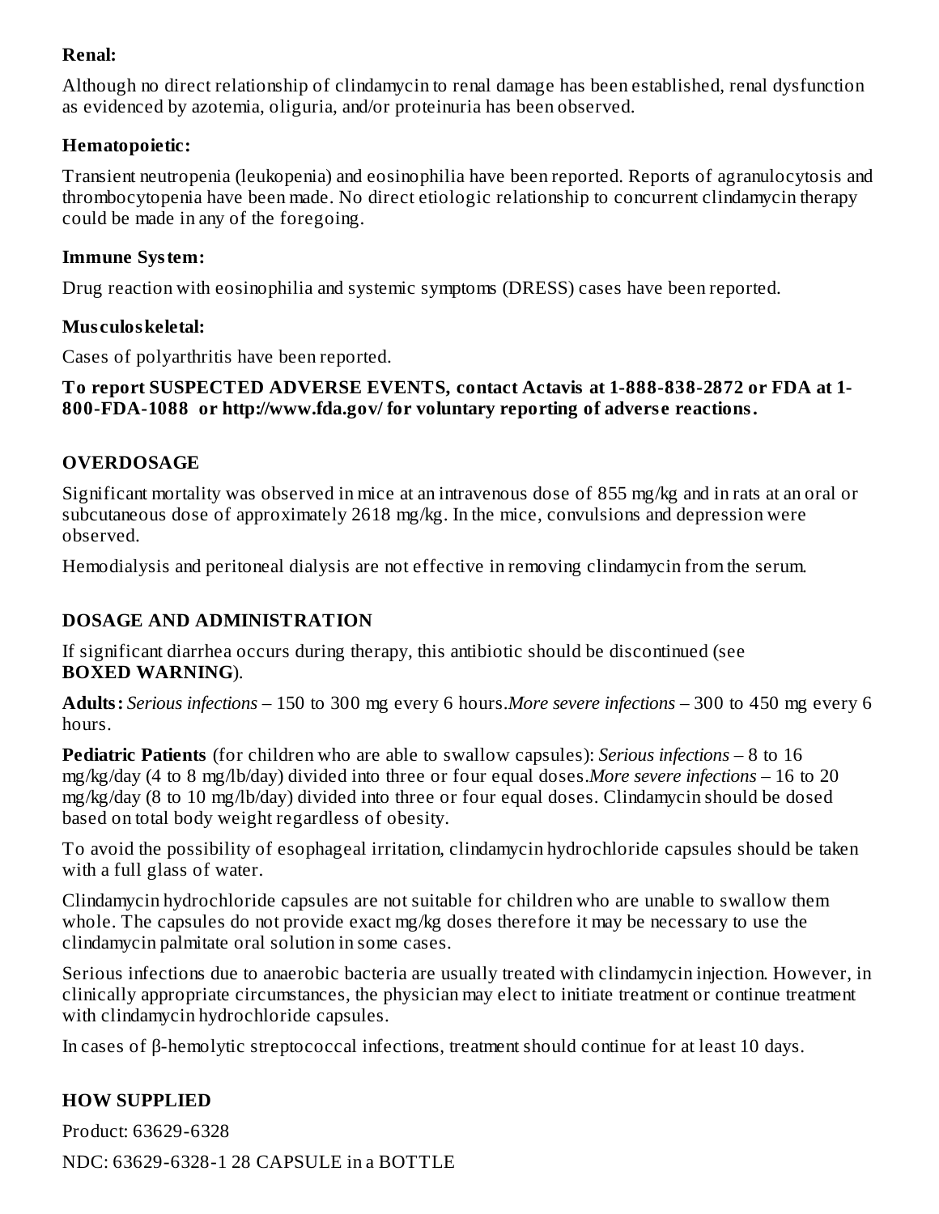**Renal:**

Although no direct relationship of clindamycin to renal damage has been established, renal dysfunction as evidenced by azotemia, oliguria, and/or proteinuria has been observed.

**Hematopoietic:**

Transient neutropenia (leukopenia) and eosinophilia have been reported. Reports of agranulocytosis and thrombocytopenia have been made. No direct etiologic relationship to concurrent clindamycin therapy could be made in any of the foregoing.

**Immune System:**

Drug reaction with eosinophilia and systemic symptoms (DRESS) cases have been reported.

**Musculoskeletal:**

Cases of polyarthritis have been reported.

**To report SUSPECTED ADVERSE EVENTS, contact Actavis at 1-888-838-2872 or FDA at 1-800-FDA-1088 or http://www.fda.gov/ for voluntary reporting of adverse reactions.**

## OVERDOSAGE

Significant mortality was observed in mice at an intravenous dose of 855 mg/kg and in rats at an oral or subcutaneous dose of approximately 2618 mg/kg. In the mice, convulsions and depression were observed.

Hemodialysis and peritoneal dialysis are not effective in removing clindamycin from the serum.

## DOSAGE AND ADMINISTRATION

If significant diarrhea occurs during therapy, this antibiotic should be discontinued (see **BOXED WARNING**).

**Adults:** *Serious infections* – 150 to 300 mg every 6 hours.*More severe infections* – 300 to 450 mg every 6 hours.

**Pediatric Patients** (for children who are able to swallow capsules): *Serious infections* – 8 to 16 mg/kg/day (4 to 8 mg/lb/day) divided into three or four equal doses.*More severe infections* – 16 to 20 mg/kg/day (8 to 10 mg/lb/day) divided into three or four equal doses. Clindamycin should be dosed based on total body weight regardless of obesity.

To avoid the possibility of esophageal irritation, clindamycin hydrochloride capsules should be taken with a full glass of water.

Clindamycin hydrochloride capsules are not suitable for children who are unable to swallow them whole. The capsules do not provide exact mg/kg doses therefore it may be necessary to use the clindamycin palmitate oral solution in some cases.

Serious infections due to anaerobic bacteria are usually treated with clindamycin injection. However, in clinically appropriate circumstances, the physician may elect to initiate treatment or continue treatment with clindamycin hydrochloride capsules.

In cases of β-hemolytic streptococcal infections, treatment should continue for at least 10 days.

## HOW SUPPLIED

Product: 63629-6328

NDC: 63629-6328-1 28 CAPSULE in a BOTTLE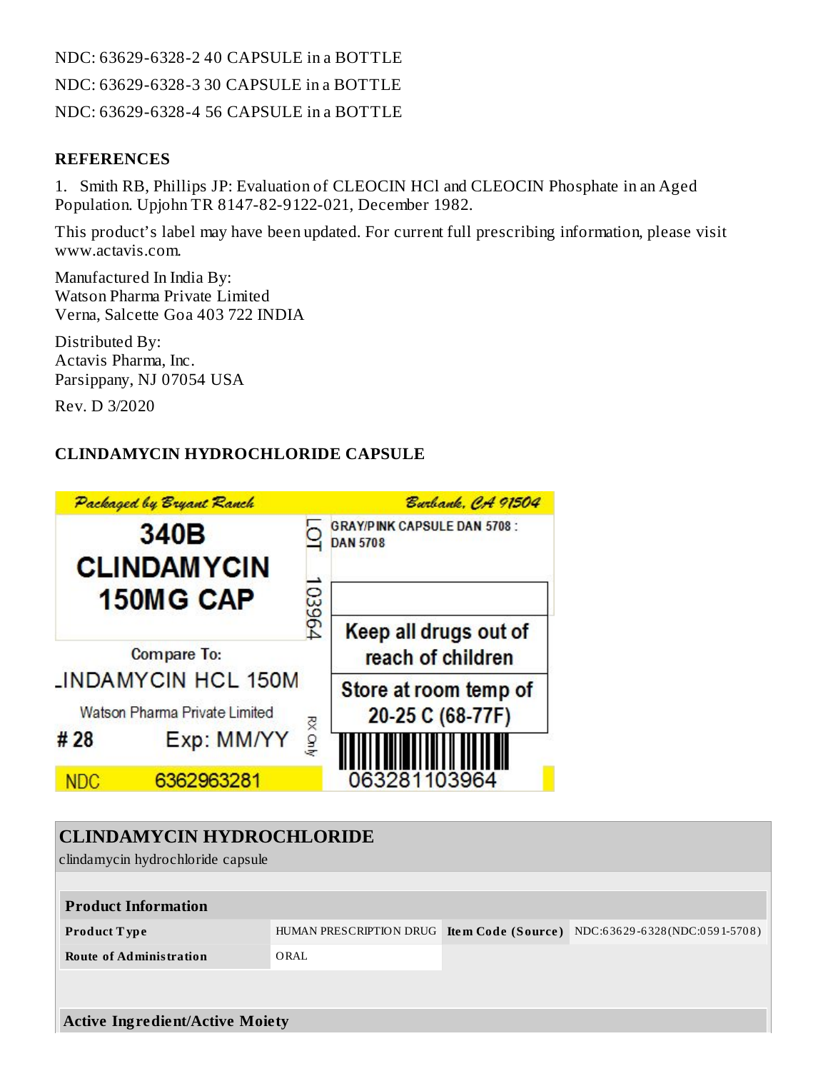NDC: 63629-6328-2 40 CAPSULE in a BOTTLE

NDC: 63629-6328-3 30 CAPSULE in a BOTTLE

NDC: 63629-6328-4 56 CAPSULE in a BOTTLE

### REFERENCES

1. Smith RB, Phillips JP: Evaluation of CLEOCIN HCl and CLEOCIN Phosphate in an Aged Population. Upjohn TR 8147-82-9122-021, December 1982.

This product's label may have been updated. For current full prescribing information, please visit www.actavis.com.

Manufactured In India By:
Watson Pharma Private Limited
Verna, Salcette Goa 403 722 INDIA

Distributed By:
Actavis Pharma, Inc.
Parsippany, NJ 07054 USA

Rev. D 3/2020

### CLINDAMYCIN HYDROCHLORIDE CAPSULE

Packaged by Bryant Ranch    Burbank, CA 91504

340B
CLINDAMYCIN
150MG CAP

LOT 103964

GRAY/PINK CAPSULE DAN 5708 : DAN 5708

Compare To:
LINDAMYCIN HCL 150M
Watson Pharma Private Limited

# 28    Exp: MM/YY

RX Only

Keep all drugs out of reach of children

Store at room temp of 20-25 C (68-77F)

NDC 6362963281

063281103964

| CLINDAMYCIN HYDROCHLORIDE | | | |
|---|---|---|---|
| clindamycin hydrochloride capsule | | | |
| **Product Information** | | | |
| **Product Type** | HUMAN PRESCRIPTION DRUG | **Item Code (Source)** | NDC:63629-6328(NDC:0591-5708) |
| **Route of Administration** | ORAL | | |

| Active Ingredient/Active Moiety |
|---|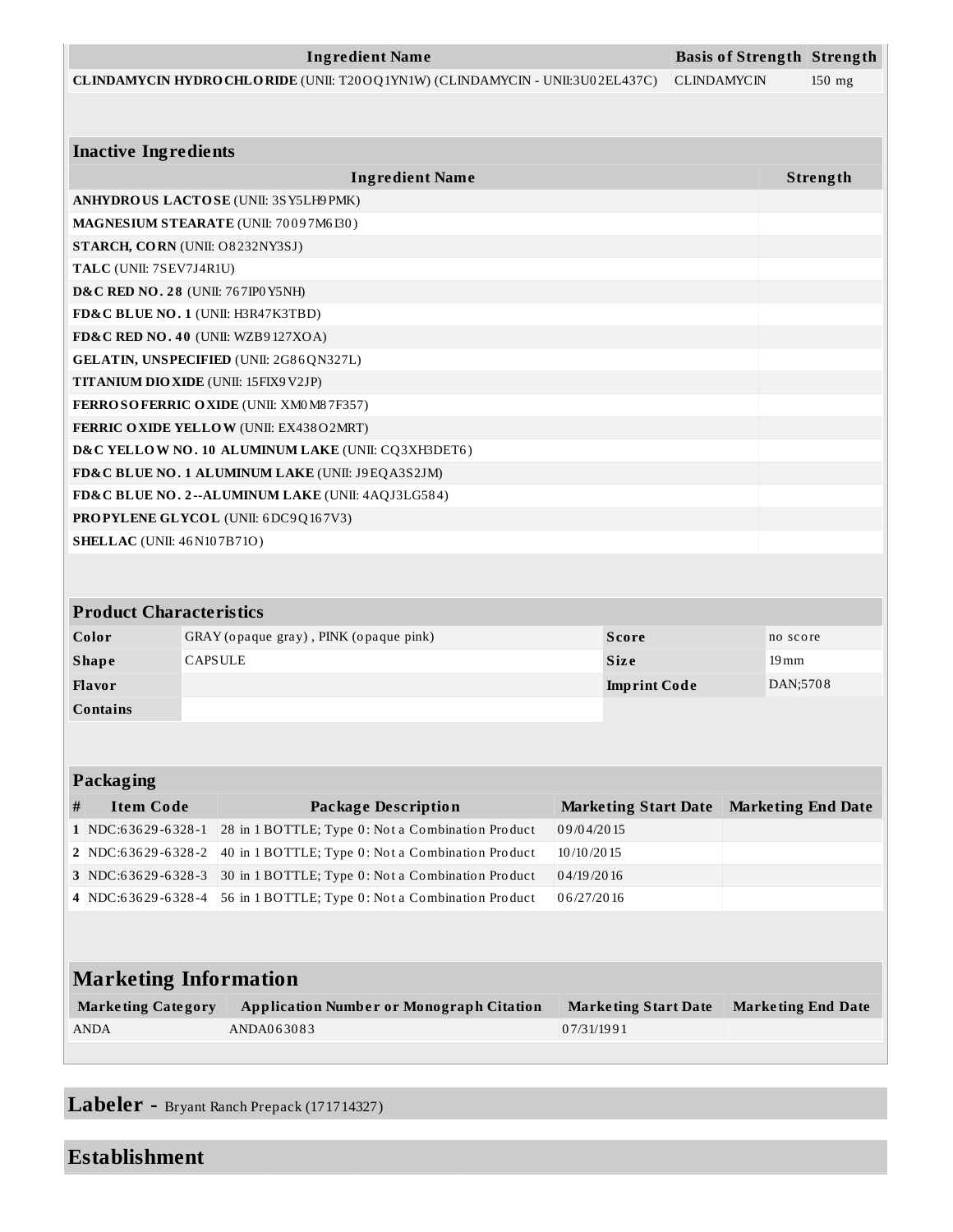| Ingredient Name | Basis of Strength | Strength |
| --- | --- | --- |
| **CLINDAMYCIN HYDROCHLORIDE** (UNII: T20OQ1YN1W) (CLINDAMYCIN - UNII:3U02EL437C) | CLINDAMYCIN | 150 mg |

| Inactive Ingredients | |
| --- | --- |
| **Ingredient Name** | **Strength** |
| **ANHYDROUS LACTOSE** (UNII: 3SY5LH9PMK) | |
| **MAGNESIUM STEARATE** (UNII: 70097M6I30) | |
| **STARCH, CORN** (UNII: O8232NY3SJ) | |
| **TALC** (UNII: 7SEV7J4R1U) | |
| **D&C RED NO. 28** (UNII: 767IP0Y5NH) | |
| **FD&C BLUE NO. 1** (UNII: H3R47K3TBD) | |
| **FD&C RED NO. 40** (UNII: WZB9127XOA) | |
| **GELATIN, UNSPECIFIED** (UNII: 2G86QN327L) | |
| **TITANIUM DIOXIDE** (UNII: 15FIX9V2JP) | |
| **FERROSOFERRIC OXIDE** (UNII: XM0M87F357) | |
| **FERRIC OXIDE YELLOW** (UNII: EX438O2MRT) | |
| **D&C YELLOW NO. 10 ALUMINUM LAKE** (UNII: CQ3XH3DET6) | |
| **FD&C BLUE NO. 1 ALUMINUM LAKE** (UNII: J9EQA3S2JM) | |
| **FD&C BLUE NO. 2--ALUMINUM LAKE** (UNII: 4AQJ3LG584) | |
| **PROPYLENE GLYCOL** (UNII: 6DC9Q167V3) | |
| **SHELLAC** (UNII: 46N107B71O) | |

| Product Characteristics | | | |
| --- | --- | --- | --- |
| **Color** | GRAY (opaque gray) , PINK (opaque pink) | **Score** | no score |
| **Shape** | CAPSULE | **Size** | 19mm |
| **Flavor** | | **Imprint Code** | DAN;5708 |
| **Contains** | | | |

| Packaging | | | | |
| --- | --- | --- | --- | --- |
| **#** | **Item Code** | **Package Description** | **Marketing Start Date** | **Marketing End Date** |
| 1 | NDC:63629-6328-1 | 28 in 1 BOTTLE; Type 0: Not a Combination Product | 09/04/2015 | |
| 2 | NDC:63629-6328-2 | 40 in 1 BOTTLE; Type 0: Not a Combination Product | 10/10/2015 | |
| 3 | NDC:63629-6328-3 | 30 in 1 BOTTLE; Type 0: Not a Combination Product | 04/19/2016 | |
| 4 | NDC:63629-6328-4 | 56 in 1 BOTTLE; Type 0: Not a Combination Product | 06/27/2016 | |

| Marketing Information | | | |
| --- | --- | --- | --- |
| **Marketing Category** | **Application Number or Monograph Citation** | **Marketing Start Date** | **Marketing End Date** |
| ANDA | ANDA063083 | 07/31/1991 | |

## Labeler - Bryant Ranch Prepack (171714327)

## Establishment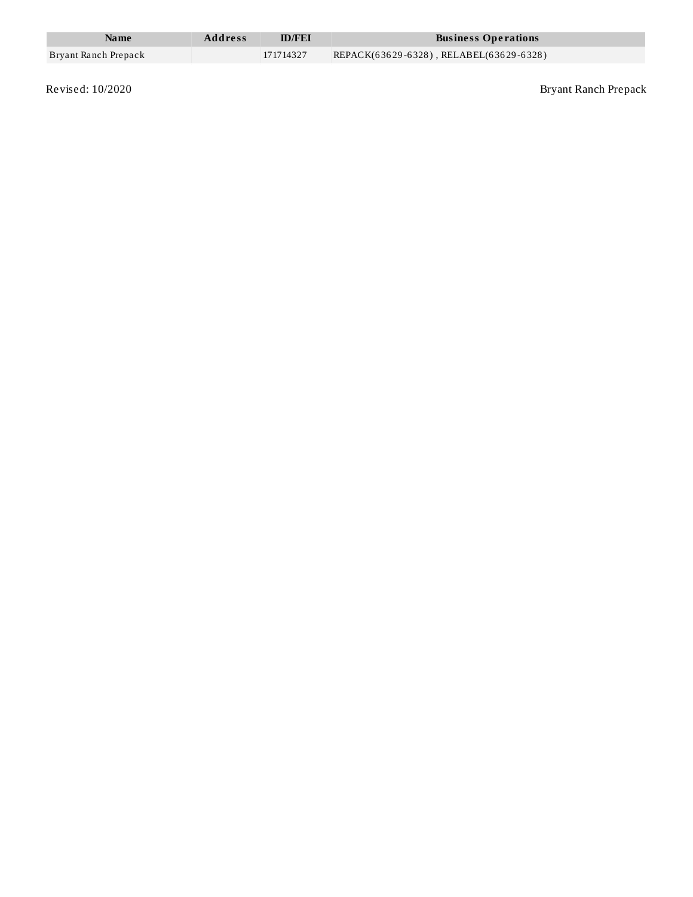| Name | Address | ID/FEI | Business Operations |
|---|---|---|---|
| Bryant Ranch Prepack | | 171714327 | REPACK(63629-6328) , RELABEL(63629-6328) |

Revised: 10/2020

Bryant Ranch Prepack